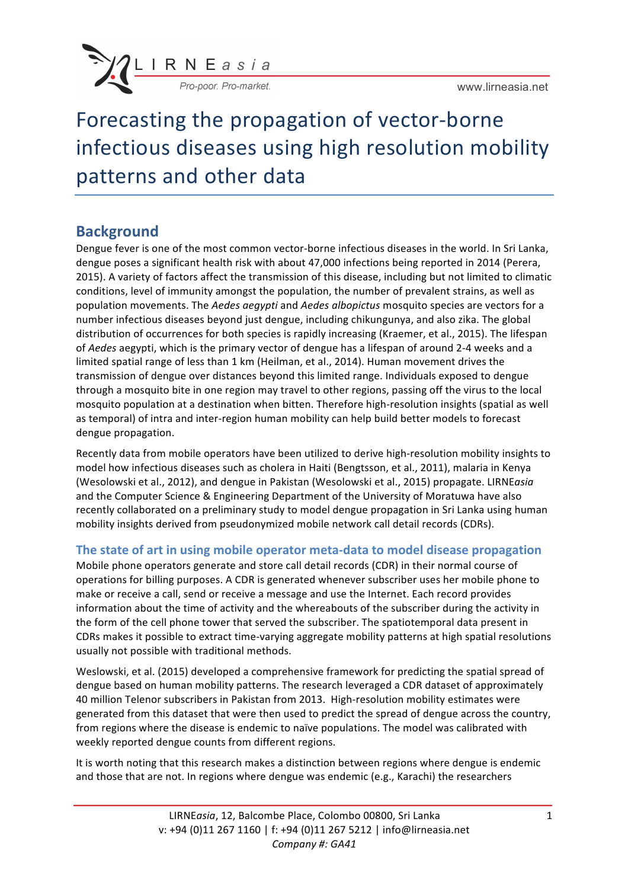# Forecasting the propagation of vector-borne infectious diseases using high resolution mobility patterns and other data

## Background

Dengue fever is one of the most common vector-borne infectious diseases in the world. In Sri Lanka, dengue poses a significant health risk with about 47,000 infections being reported in 2014 (Perera, 2015). A variety of factors affect the transmission of this disease, including but not limited to climatic conditions, level of immunity amongst the population, the number of prevalent strains, as well as population movements. The *Aedes aegypti* and *Aedes albopictus* mosquito species are vectors for a number infectious diseases beyond just dengue, including chikungunya, and also zika. The global distribution of occurrences for both species is rapidly increasing (Kraemer, et al., 2015). The lifespan of *Aedes* aegypti, which is the primary vector of dengue has a lifespan of around 2-4 weeks and a limited spatial range of less than 1 km (Heilman, et al., 2014). Human movement drives the transmission of dengue over distances beyond this limited range. Individuals exposed to dengue through a mosquito bite in one region may travel to other regions, passing off the virus to the local mosquito population at a destination when bitten. Therefore high-resolution insights (spatial as well as temporal) of intra and inter-region human mobility can help build better models to forecast dengue propagation.

Recently data from mobile operators have been utilized to derive high-resolution mobility insights to model how infectious diseases such as cholera in Haiti (Bengtsson, et al., 2011), malaria in Kenya (Wesolowski et al., 2012), and dengue in Pakistan (Wesolowski et al., 2015) propagate. LIRNE*asia* and the Computer Science & Engineering Department of the University of Moratuwa have also recently collaborated on a preliminary study to model dengue propagation in Sri Lanka using human mobility insights derived from pseudonymized mobile network call detail records (CDRs).

### The state of art in using mobile operator meta-data to model disease propagation

Mobile phone operators generate and store call detail records (CDR) in their normal course of operations for billing purposes. A CDR is generated whenever subscriber uses her mobile phone to make or receive a call, send or receive a message and use the Internet. Each record provides information about the time of activity and the whereabouts of the subscriber during the activity in the form of the cell phone tower that served the subscriber. The spatiotemporal data present in CDRs makes it possible to extract time-varying aggregate mobility patterns at high spatial resolutions usually not possible with traditional methods.

Weslowski, et al. (2015) developed a comprehensive framework for predicting the spatial spread of dengue based on human mobility patterns. The research leveraged a CDR dataset of approximately 40 million Telenor subscribers in Pakistan from 2013. High-resolution mobility estimates were generated from this dataset that were then used to predict the spread of dengue across the country, from regions where the disease is endemic to naïve populations. The model was calibrated with weekly reported dengue counts from different regions.

It is worth noting that this research makes a distinction between regions where dengue is endemic and those that are not. In regions where dengue was endemic (e.g., Karachi) the researchers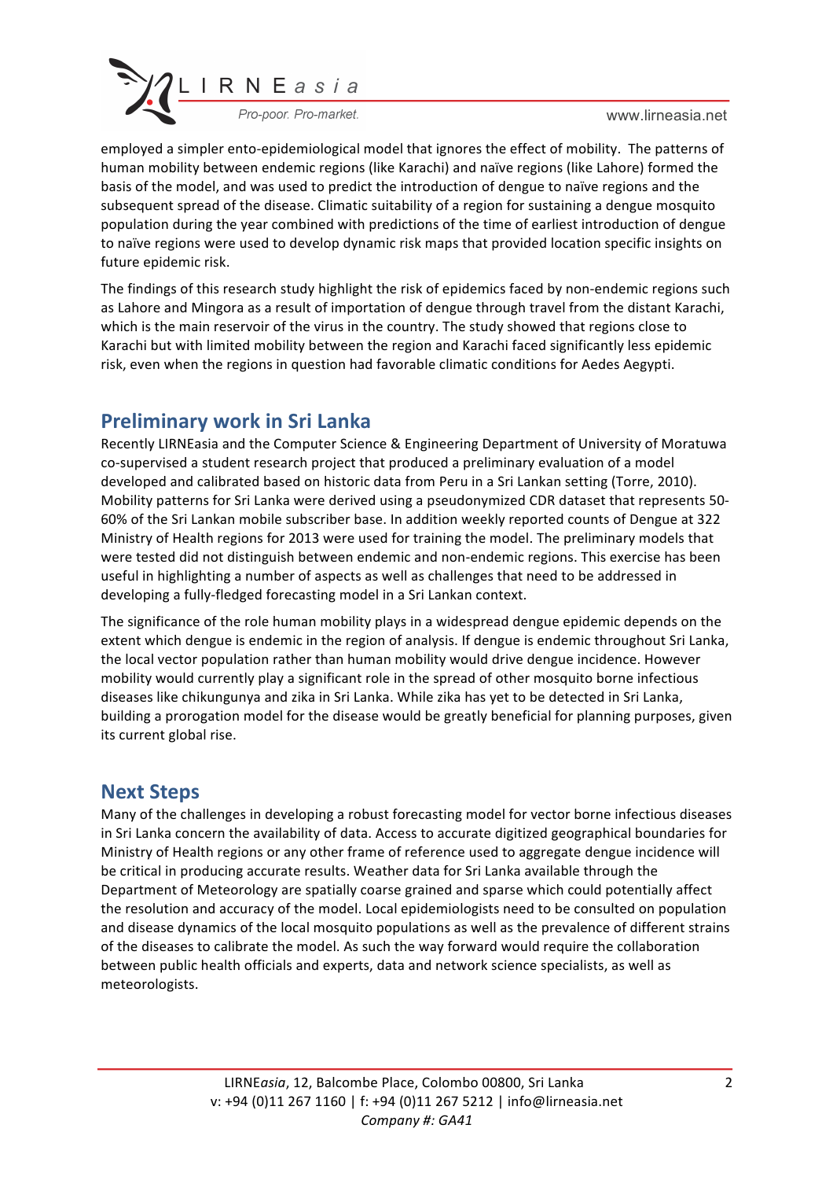employed a simpler ento-epidemiological model that ignores the effect of mobility. The patterns of human mobility between endemic regions (like Karachi) and naïve regions (like Lahore) formed the basis of the model, and was used to predict the introduction of dengue to naïve regions and the subsequent spread of the disease. Climatic suitability of a region for sustaining a dengue mosquito population during the year combined with predictions of the time of earliest introduction of dengue to naïve regions were used to develop dynamic risk maps that provided location specific insights on future epidemic risk.

The findings of this research study highlight the risk of epidemics faced by non-endemic regions such as Lahore and Mingora as a result of importation of dengue through travel from the distant Karachi, which is the main reservoir of the virus in the country. The study showed that regions close to Karachi but with limited mobility between the region and Karachi faced significantly less epidemic risk, even when the regions in question had favorable climatic conditions for Aedes Aegypti.

## Preliminary work in Sri Lanka

Recently LIRNEasia and the Computer Science & Engineering Department of University of Moratuwa co-supervised a student research project that produced a preliminary evaluation of a model developed and calibrated based on historic data from Peru in a Sri Lankan setting (Torre, 2010). Mobility patterns for Sri Lanka were derived using a pseudonymized CDR dataset that represents 50-60% of the Sri Lankan mobile subscriber base. In addition weekly reported counts of Dengue at 322 Ministry of Health regions for 2013 were used for training the model. The preliminary models that were tested did not distinguish between endemic and non-endemic regions. This exercise has been useful in highlighting a number of aspects as well as challenges that need to be addressed in developing a fully-fledged forecasting model in a Sri Lankan context.

The significance of the role human mobility plays in a widespread dengue epidemic depends on the extent which dengue is endemic in the region of analysis. If dengue is endemic throughout Sri Lanka, the local vector population rather than human mobility would drive dengue incidence. However mobility would currently play a significant role in the spread of other mosquito borne infectious diseases like chikungunya and zika in Sri Lanka. While zika has yet to be detected in Sri Lanka, building a prorogation model for the disease would be greatly beneficial for planning purposes, given its current global rise.

## Next Steps

Many of the challenges in developing a robust forecasting model for vector borne infectious diseases in Sri Lanka concern the availability of data. Access to accurate digitized geographical boundaries for Ministry of Health regions or any other frame of reference used to aggregate dengue incidence will be critical in producing accurate results. Weather data for Sri Lanka available through the Department of Meteorology are spatially coarse grained and sparse which could potentially affect the resolution and accuracy of the model. Local epidemiologists need to be consulted on population and disease dynamics of the local mosquito populations as well as the prevalence of different strains of the diseases to calibrate the model. As such the way forward would require the collaboration between public health officials and experts, data and network science specialists, as well as meteorologists.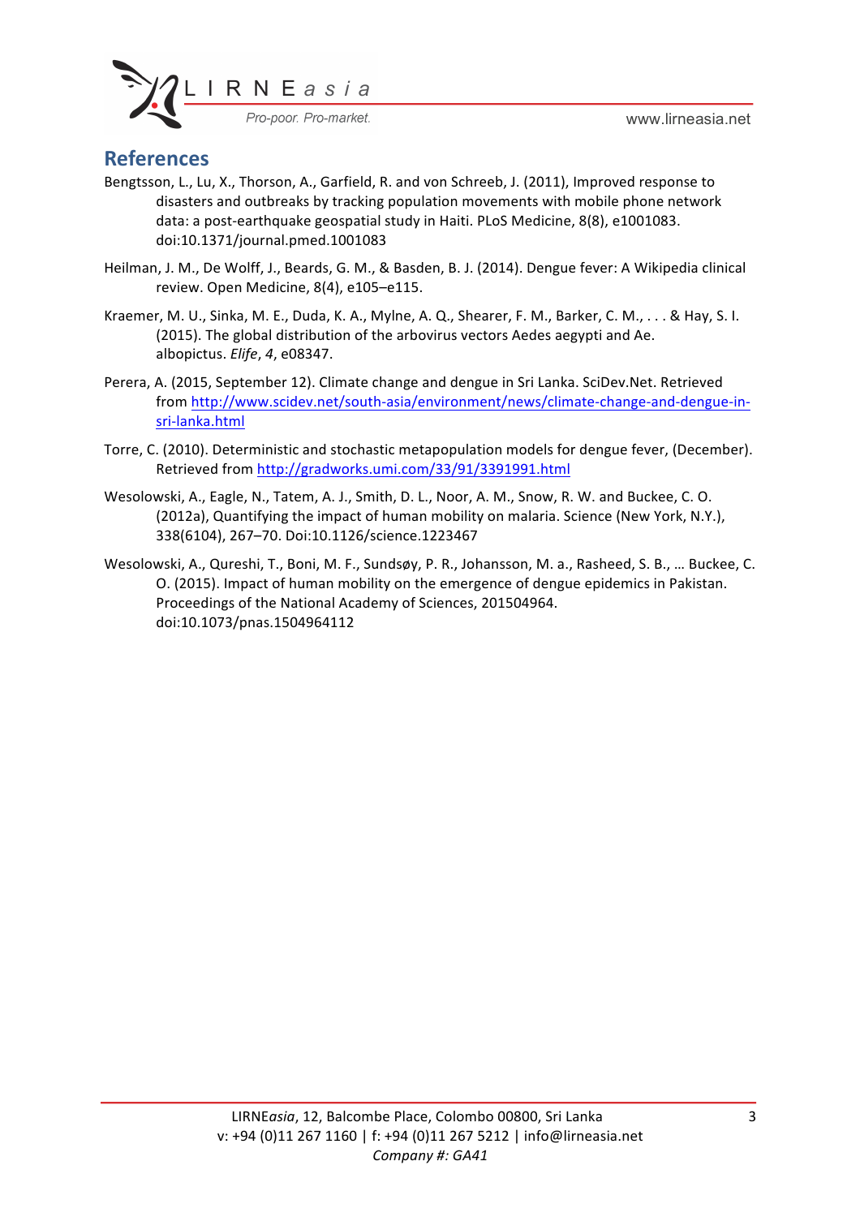## References

Bengtsson, L., Lu, X., Thorson, A., Garfield, R. and von Schreeb, J. (2011), Improved response to disasters and outbreaks by tracking population movements with mobile phone network data: a post-earthquake geospatial study in Haiti. PLoS Medicine, 8(8), e1001083. doi:10.1371/journal.pmed.1001083

Heilman, J. M., De Wolff, J., Beards, G. M., & Basden, B. J. (2014). Dengue fever: A Wikipedia clinical review. Open Medicine, 8(4), e105–e115.

Kraemer, M. U., Sinka, M. E., Duda, K. A., Mylne, A. Q., Shearer, F. M., Barker, C. M., . . . & Hay, S. I. (2015). The global distribution of the arbovirus vectors Aedes aegypti and Ae. albopictus. *Elife*, *4*, e08347.

Perera, A. (2015, September 12). Climate change and dengue in Sri Lanka. SciDev.Net. Retrieved from http://www.scidev.net/south-asia/environment/news/climate-change-and-dengue-in-sri-lanka.html

Torre, C. (2010). Deterministic and stochastic metapopulation models for dengue fever, (December). Retrieved from http://gradworks.umi.com/33/91/3391991.html

Wesolowski, A., Eagle, N., Tatem, A. J., Smith, D. L., Noor, A. M., Snow, R. W. and Buckee, C. O. (2012a), Quantifying the impact of human mobility on malaria. Science (New York, N.Y.), 338(6104), 267–70. Doi:10.1126/science.1223467

Wesolowski, A., Qureshi, T., Boni, M. F., Sundsøy, P. R., Johansson, M. a., Rasheed, S. B., … Buckee, C. O. (2015). Impact of human mobility on the emergence of dengue epidemics in Pakistan. Proceedings of the National Academy of Sciences, 201504964. doi:10.1073/pnas.1504964112